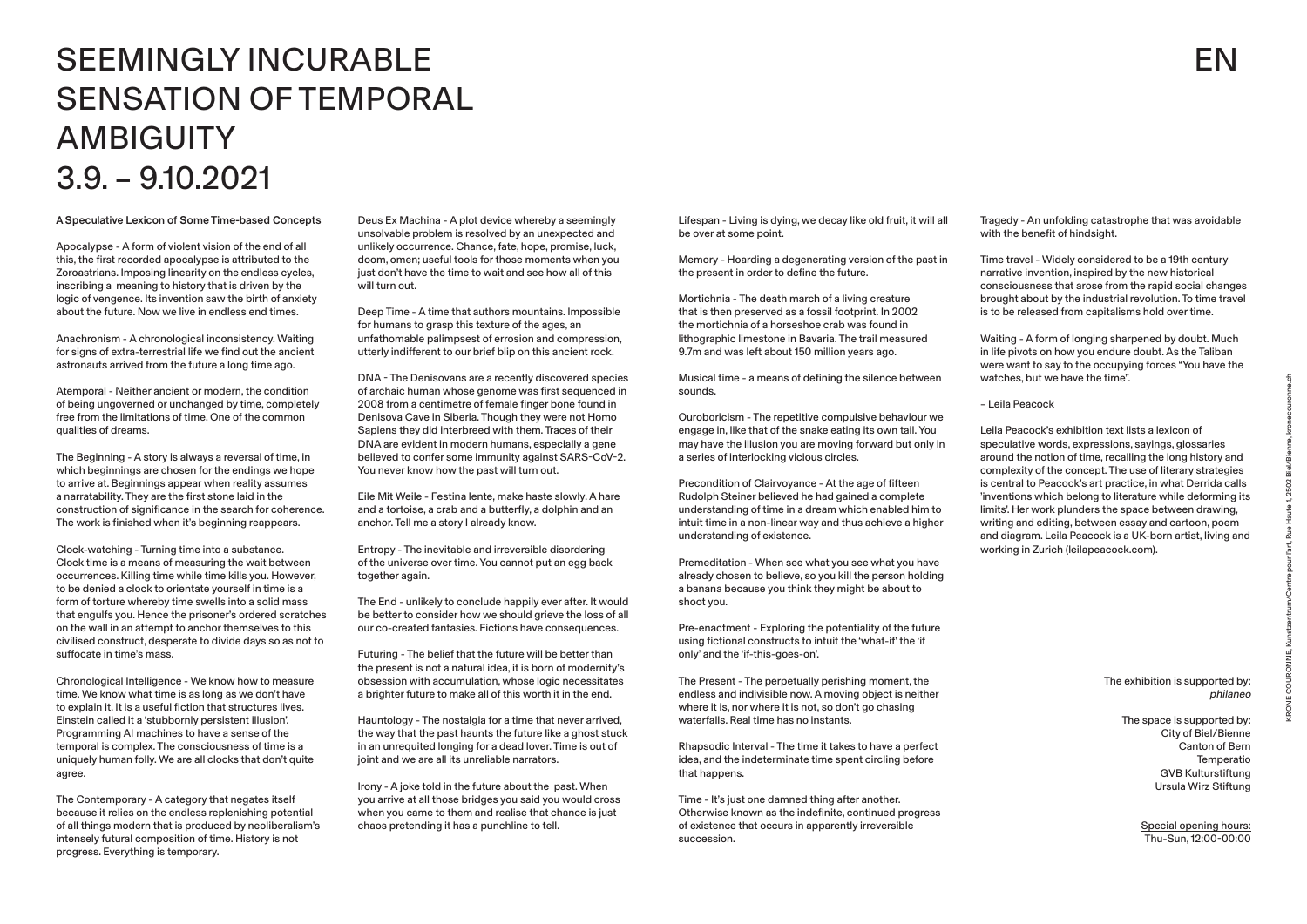# SEEMINGLY INCURABLE SENSATION OF TEMPORAL AMBIGUITY 3.9. – 9.10.2021

EN

**A Speculative Lexicon of Some Time-based Concepts**

Apocalypse - A form of violent vision of the end of all this, the first recorded apocalypse is attributed to the Zoroastrians. Imposing linearity on the endless cycles, inscribing a meaning to history that is driven by the logic of vengence. Its invention saw the birth of anxiety about the future. Now we live in endless end times.

Anachronism - A chronological inconsistency. Waiting for signs of extra-terrestrial life we find out the ancient astronauts arrived from the future a long time ago.

Atemporal - Neither ancient or modern, the condition of being ungoverned or unchanged by time, completely free from the limitations of time. One of the common qualities of dreams.

The Beginning - A story is always a reversal of time, in which beginnings are chosen for the endings we hope to arrive at. Beginnings appear when reality assumes a narratability. They are the first stone laid in the construction of significance in the search for coherence. The work is finished when it's beginning reappears.

Clock-watching - Turning time into a substance. Clock time is a means of measuring the wait between occurrences. Killing time while time kills you. However, to be denied a clock to orientate yourself in time is a form of torture whereby time swells into a solid mass that engulfs you. Hence the prisoner's ordered scratches on the wall in an attempt to anchor themselves to this civilised construct, desperate to divide days so as not to suffocate in time's mass.

Chronological Intelligence - We know how to measure time. We know what time is as long as we don't have to explain it. It is a useful fiction that structures lives. Einstein called it a 'stubbornly persistent illusion'. Programming AI machines to have a sense of the temporal is complex. The consciousness of time is a uniquely human folly. We are all clocks that don't quite agree.

The Contemporary - A category that negates itself because it relies on the endless replenishing potential of all things modern that is produced by neoliberalism's intensely futural composition of time. History is not progress. Everything is temporary.

Deus Ex Machina - A plot device whereby a seemingly unsolvable problem is resolved by an unexpected and unlikely occurrence. Chance, fate, hope, promise, luck, doom, omen; useful tools for those moments when you just don't have the time to wait and see how all of this will turn out.

Deep Time - A time that authors mountains. Impossible for humans to grasp this texture of the ages, an unfathomable palimpsest of errosion and compression, utterly indifferent to our brief blip on this ancient rock.

DNA - The Denisovans are a recently discovered species of archaic human whose genome was first sequenced in 2008 from a centimetre of female finger bone found in Denisova Cave in Siberia. Though they were not Homo Sapiens they did interbreed with them. Traces of their DNA are evident in modern humans, especially a gene believed to confer some immunity against SARS-CoV-2. You never know how the past will turn out.

Eile Mit Weile - Festina lente, make haste slowly. A hare and a tortoise, a crab and a butterfly, a dolphin and an anchor. Tell me a story I already know.

Entropy - The inevitable and irreversible disordering of the universe over time. You cannot put an egg back together again.

The End - unlikely to conclude happily ever after. It would be better to consider how we should grieve the loss of all our co-created fantasies. Fictions have consequences.

Futuring - The belief that the future will be better than the present is not a natural idea, it is born of modernity's obsession with accumulation, whose logic necessitates a brighter future to make all of this worth it in the end.

Hauntology - The nostalgia for a time that never arrived, the way that the past haunts the future like a ghost stuck in an unrequited longing for a dead lover. Time is out of joint and we are all its unreliable narrators.

Irony - A joke told in the future about the past. When you arrive at all those bridges you said you would cross when you came to them and realise that chance is just chaos pretending it has a punchline to tell.

Lifespan - Living is dying, we decay like old fruit, it will all be over at some point.

Memory - Hoarding a degenerating version of the past in the present in order to define the future.

Mortichnia - The death march of a living creature that is then preserved as a fossil footprint. In 2002 the mortichnia of a horseshoe crab was found in lithographic limestone in Bavaria. The trail measured 9.7m and was left about 150 million years ago.

Musical time - a means of defining the silence between sounds.

Ouroboricism - The repetitive compulsive behaviour we engage in, like that of the snake eating its own tail. You may have the illusion you are moving forward but only in a series of interlocking vicious circles.

Precondition of Clairvoyance - At the age of fifteen Rudolph Steiner believed he had gained a complete understanding of time in a dream which enabled him to intuit time in a non-linear way and thus achieve a higher understanding of existence.

Premeditation - When see what you see what you have already chosen to believe, so you kill the person holding a banana because you think they might be about to shoot you.

Pre-enactment - Exploring the potentiality of the future using fictional constructs to intuit the 'what-if' the 'if only' and the 'if-this-goes-on'.

The Present - The perpetually perishing moment, the endless and indivisible now. A moving object is neither where it is, nor where it is not, so don't go chasing waterfalls. Real time has no instants.

Rhapsodic Interval - The time it takes to have a perfect idea, and the indeterminate time spent circling before that happens.

Time - It's just one damned thing after another. Otherwise known as the indefinite, continued progress of existence that occurs in apparently irreversible succession.

Tragedy - An unfolding catastrophe that was avoidable with the benefit of hindsight.

Time travel - Widely considered to be a 19th century narrative invention, inspired by the new historical consciousness that arose from the rapid social changes brought about by the industrial revolution. To time travel is to be released from capitalisms hold over time.

Waiting - A form of longing sharpened by doubt. Much in life pivots on how you endure doubt. As the Taliban were want to say to the occupying forces "You have the watches, but we have the time".

– Leila Peacock

Leila Peacock's exhibition text lists a lexicon of speculative words, expressions, sayings, glossaries around the notion of time, recalling the long history and complexity of the concept. The use of literary strategies is central to Peacock's art practice, in what Derrida calls 'inventions which belong to literature while deforming its limits'. Her work plunders the space between drawing, writing and editing, between essay and cartoon, poem and diagram. Leila Peacock is a UK-born artist, living and working in Zurich (leilapeacock.com).

The exhibition is supported by:
*philaneo*

The space is supported by:
City of Biel/Bienne
Canton of Bern
Temperatio
GVB Kulturstiftung
Ursula Wirz Stiftung

Special opening hours:
Thu-Sun, 12:00-00:00

KRONE COURONNE, Kunstzentrum/Centre pour l'art, Rue Haute 1, 2502 Biel/Bienne, kronecouronne.ch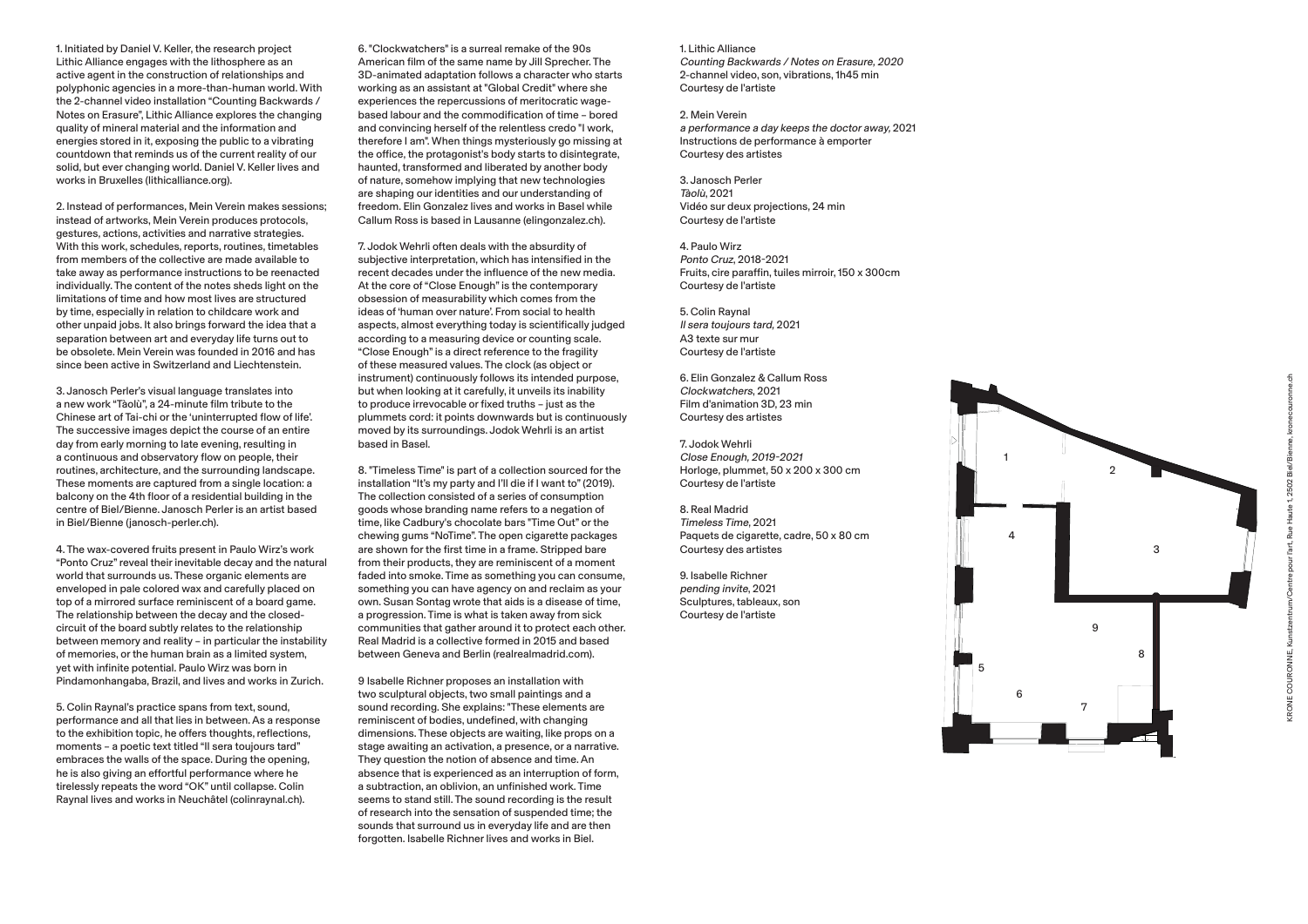1. Initiated by Daniel V. Keller, the research project Lithic Alliance engages with the lithosphere as an active agent in the construction of relationships and polyphonic agencies in a more-than-human world. With the 2-channel video installation "Counting Backwards / Notes on Erasure", Lithic Alliance explores the changing quality of mineral material and the information and energies stored in it, exposing the public to a vibrating countdown that reminds us of the current reality of our solid, but ever changing world. Daniel V. Keller lives and works in Bruxelles (lithicalliance.org).

2. Instead of performances, Mein Verein makes sessions; instead of artworks, Mein Verein produces protocols, gestures, actions, activities and narrative strategies. With this work, schedules, reports, routines, timetables from members of the collective are made available to take away as performance instructions to be reenacted individually. The content of the notes sheds light on the limitations of time and how most lives are structured by time, especially in relation to childcare work and other unpaid jobs. It also brings forward the idea that a separation between art and everyday life turns out to be obsolete. Mein Verein was founded in 2016 and has since been active in Switzerland and Liechtenstein.

3. Janosch Perler's visual language translates into a new work "Tàolù", a 24-minute film tribute to the Chinese art of Tai-chi or the 'uninterrupted flow of life'. The successive images depict the course of an entire day from early morning to late evening, resulting in a continuous and observatory flow on people, their routines, architecture, and the surrounding landscape. These moments are captured from a single location: a balcony on the 4th floor of a residential building in the centre of Biel/Bienne. Janosch Perler is an artist based in Biel/Bienne (janosch-perler.ch).

4. The wax-covered fruits present in Paulo Wirz's work "Ponto Cruz" reveal their inevitable decay and the natural world that surrounds us. These organic elements are enveloped in pale colored wax and carefully placed on top of a mirrored surface reminiscent of a board game. The relationship between the decay and the closed-circuit of the board subtly relates to the relationship between memory and reality – in particular the instability of memories, or the human brain as a limited system, yet with infinite potential. Paulo Wirz was born in Pindamonhangaba, Brazil, and lives and works in Zurich.

5. Colin Raynal's practice spans from text, sound, performance and all that lies in between. As a response to the exhibition topic, he offers thoughts, reflections, moments – a poetic text titled "Il sera toujours tard" embraces the walls of the space. During the opening, he is also giving an effortful performance where he tirelessly repeats the word "OK" until collapse. Colin Raynal lives and works in Neuchâtel (colinraynal.ch).

6. "Clockwatchers" is a surreal remake of the 90s American film of the same name by Jill Sprecher. The 3D-animated adaptation follows a character who starts working as an assistant at "Global Credit" where she experiences the repercussions of meritocratic wage-based labour and the commodification of time – bored and convincing herself of the relentless credo "I work, therefore I am". When things mysteriously go missing at the office, the protagonist's body starts to disintegrate, haunted, transformed and liberated by another body of nature, somehow implying that new technologies are shaping our identities and our understanding of freedom. Elin Gonzalez lives and works in Basel while Callum Ross is based in Lausanne (elingonzalez.ch).

7. Jodok Wehrli often deals with the absurdity of subjective interpretation, which has intensified in the recent decades under the influence of the new media. At the core of "Close Enough" is the contemporary obsession of measurability which comes from the ideas of 'human over nature'. From social to health aspects, almost everything today is scientifically judged according to a measuring device or counting scale. "Close Enough" is a direct reference to the fragility of these measured values. The clock (as object or instrument) continuously follows its intended purpose, but when looking at it carefully, it unveils its inability to produce irrevocable or fixed truths – just as the plummets cord: it points downwards but is continuously moved by its surroundings. Jodok Wehrli is an artist based in Basel.

8. "Timeless Time" is part of a collection sourced for the installation "It's my party and I'll die if I want to" (2019). The collection consisted of a series of consumption goods whose branding name refers to a negation of time, like Cadbury's chocolate bars "Time Out" or the chewing gums "NoTime". The open cigarette packages are shown for the first time in a frame. Stripped bare from their products, they are reminiscent of a moment faded into smoke. Time as something you can consume, something you can have agency on and reclaim as your own. Susan Sontag wrote that aids is a disease of time, a progression. Time is what is taken away from sick communities that gather around it to protect each other. Real Madrid is a collective formed in 2015 and based between Geneva and Berlin (realrealmadrid.com).

9 Isabelle Richner proposes an installation with two sculptural objects, two small paintings and a sound recording. She explains: "These elements are reminiscent of bodies, undefined, with changing dimensions. These objects are waiting, like props on a stage awaiting an activation, a presence, or a narrative. They question the notion of absence and time. An absence that is experienced as an interruption of form, a subtraction, an oblivion, an unfinished work. Time seems to stand still. The sound recording is the result of research into the sensation of suspended time; the sounds that surround us in everyday life and are then forgotten. Isabelle Richner lives and works in Biel.

1. Lithic Alliance
*Counting Backwards / Notes on Erasure, 2020*
2-channel video, son, vibrations, 1h45 min
Courtesy de l'artiste

2. Mein Verein
*a performance a day keeps the doctor away*, 2021
Instructions de performance à emporter
Courtesy des artistes

3. Janosch Perler
*Tàolù*, 2021
Vidéo sur deux projections, 24 min
Courtesy de l'artiste

4. Paulo Wirz
*Ponto Cruz*, 2018-2021
Fruits, cire paraffin, tuiles miroir, 150 x 300cm
Courtesy de l'artiste

5. Colin Raynal
*Il sera toujours tard*, 2021
A3 texte sur mur
Courtesy de l'artiste

6. Elin Gonzalez & Callum Ross
*Clockwatchers*, 2021
Film d'animation 3D, 23 min
Courtesy des artistes

7. Jodok Wehrli
*Close Enough, 2019-2021*
Horloge, plummet, 50 x 200 x 300 cm
Courtesy de l'artiste

8. Real Madrid
*Timeless Time*, 2021
Paquets de cigarette, cadre, 50 x 80 cm
Courtesy des artistes

9. Isabelle Richner
*pending invite*, 2021
Sculptures, tableaux, son
Courtesy de l'artiste

1
2
3
4
5
6
7
8
9

KRONE COURONNE, Kunstzentrum/Centre pour l'art, Rue Haute 1, 2502 Biel/Bienne, kronecouronne.ch